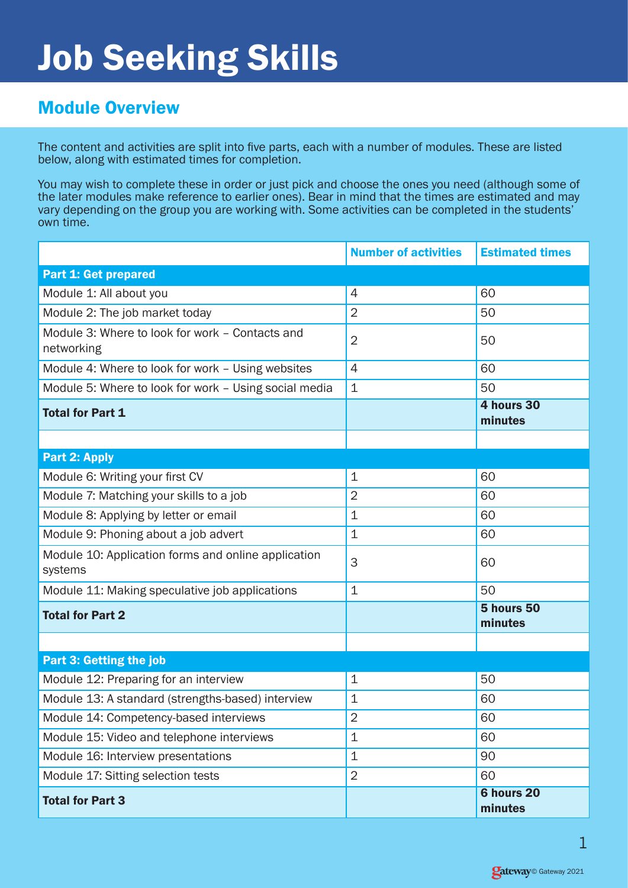# Job Seeking Skills

## Module Overview

The content and activities are split into five parts, each with a number of modules. These are listed below, along with estimated times for completion.

You may wish to complete these in order or just pick and choose the ones you need (although some of the later modules make reference to earlier ones). Bear in mind that the times are estimated and may vary depending on the group you are working with. Some activities can be completed in the students' own time.

| | Number of activities | Estimated times |
|---|---|---|
| **Part 1: Get prepared** | | |
| Module 1: All about you | 4 | 60 |
| Module 2: The job market today | 2 | 50 |
| Module 3: Where to look for work – Contacts and networking | 2 | 50 |
| Module 4: Where to look for work – Using websites | 4 | 60 |
| Module 5: Where to look for work – Using social media | 1 | 50 |
| **Total for Part 1** | | **4 hours 30 minutes** |
| | | |
| **Part 2: Apply** | | |
| Module 6: Writing your first CV | 1 | 60 |
| Module 7: Matching your skills to a job | 2 | 60 |
| Module 8: Applying by letter or email | 1 | 60 |
| Module 9: Phoning about a job advert | 1 | 60 |
| Module 10: Application forms and online application systems | 3 | 60 |
| Module 11: Making speculative job applications | 1 | 50 |
| **Total for Part 2** | | **5 hours 50 minutes** |
| | | |
| **Part 3: Getting the job** | | |
| Module 12: Preparing for an interview | 1 | 50 |
| Module 13: A standard (strengths-based) interview | 1 | 60 |
| Module 14: Competency-based interviews | 2 | 60 |
| Module 15: Video and telephone interviews | 1 | 60 |
| Module 16: Interview presentations | 1 | 90 |
| Module 17: Sitting selection tests | 2 | 60 |
| **Total for Part 3** | | **6 hours 20 minutes** |

Gateway © Gateway 2021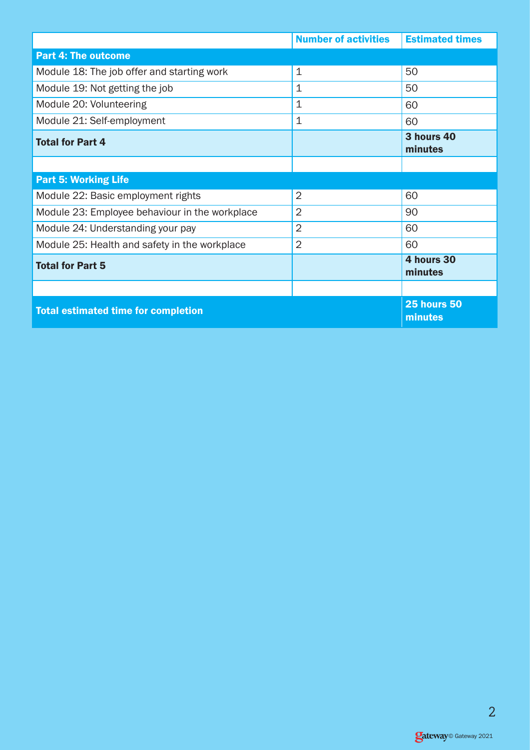| | Number of activities | Estimated times |
|---|---|---|
| **Part 4: The outcome** | | |
| Module 18: The job offer and starting work | 1 | 50 |
| Module 19: Not getting the job | 1 | 50 |
| Module 20: Volunteering | 1 | 60 |
| Module 21: Self-employment | 1 | 60 |
| **Total for Part 4** | | **3 hours 40 minutes** |
| | | |
| **Part 5: Working Life** | | |
| Module 22: Basic employment rights | 2 | 60 |
| Module 23: Employee behaviour in the workplace | 2 | 90 |
| Module 24: Understanding your pay | 2 | 60 |
| Module 25: Health and safety in the workplace | 2 | 60 |
| **Total for Part 5** | | **4 hours 30 minutes** |
| | | |
| **Total estimated time for completion** | | **25 hours 50 minutes** |